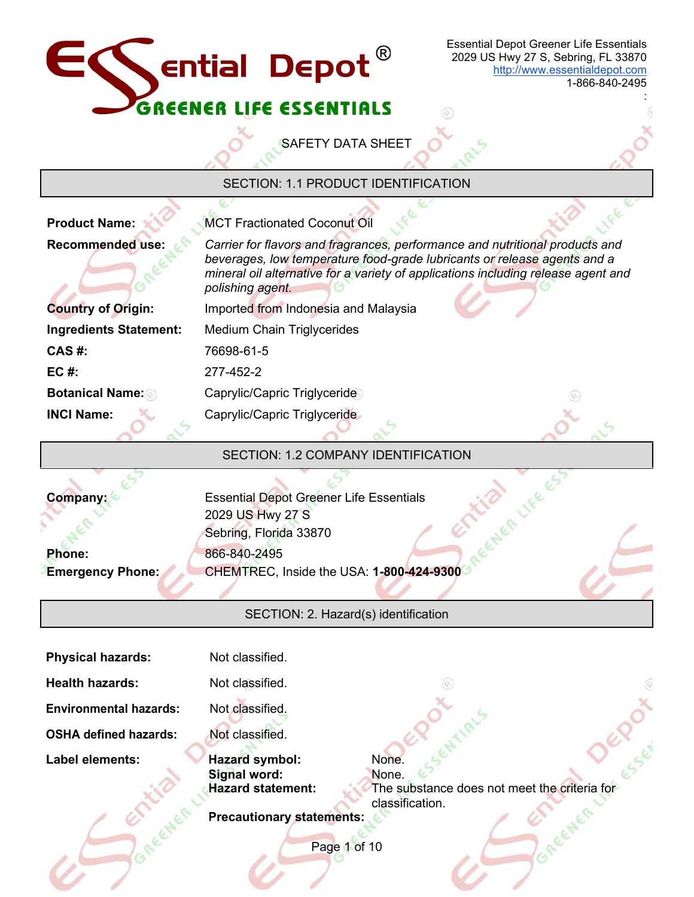Essential Depot Greener Life Essentials
2029 US Hwy 27 S, Sebring, FL 33870
http://www.essentialdepot.com
1-866-840-2495

# SAFETY DATA SHEET

## SECTION: 1.1 PRODUCT IDENTIFICATION

**Product Name:** MCT Fractionated Coconut Oil

**Recommended use:** *Carrier for flavors and fragrances, performance and nutritional products and beverages, low temperature food-grade lubricants or release agents and a mineral oil alternative for a variety of applications including release agent and polishing agent.*

**Country of Origin:** Imported from Indonesia and Malaysia

**Ingredients Statement:** Medium Chain Triglycerides

**CAS #:** 76698-61-5

**EC #:** 277-452-2

**Botanical Name:** Caprylic/Capric Triglyceride

**INCI Name:** Caprylic/Capric Triglyceride

## SECTION: 1.2 COMPANY IDENTIFICATION

**Company:** Essential Depot Greener Life Essentials
2029 US Hwy 27 S
Sebring, Florida 33870

**Phone:** 866-840-2495

**Emergency Phone:** CHEMTREC, Inside the USA: **1-800-424-9300**

## SECTION: 2. Hazard(s) identification

**Physical hazards:** Not classified.

**Health hazards:** Not classified.

**Environmental hazards:** Not classified.

**OSHA defined hazards:** Not classified.

**Label elements:**

**Hazard symbol:** None.
**Signal word:** None.
**Hazard statement:** The substance does not meet the criteria for classification.

**Precautionary statements:**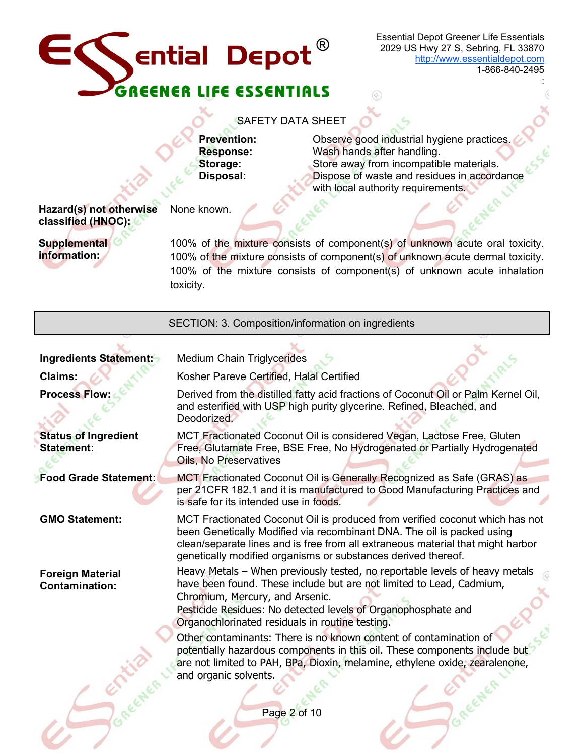SAFETY DATA SHEET

| | |
|---|---|
| **Prevention:** | Observe good industrial hygiene practices. |
| **Response:** | Wash hands after handling. |
| **Storage:** | Store away from incompatible materials. |
| **Disposal:** | Dispose of waste and residues in accordance with local authority requirements. |

**Hazard(s) not otherwise classified (HNOC):** None known.

**Supplemental information:** 100% of the mixture consists of component(s) of unknown acute oral toxicity. 100% of the mixture consists of component(s) of unknown acute dermal toxicity. 100% of the mixture consists of component(s) of unknown acute inhalation toxicity.

## SECTION: 3. Composition/information on ingredients

**Ingredients Statement:** Medium Chain Triglycerides

**Claims:** Kosher Pareve Certified, Halal Certified

**Process Flow:** Derived from the distilled fatty acid fractions of Coconut Oil or Palm Kernel Oil, and esterified with USP high purity glycerine. Refined, Bleached, and Deodorized.

**Status of Ingredient Statement:** MCT Fractionated Coconut Oil is considered Vegan, Lactose Free, Gluten Free, Glutamate Free, BSE Free, No Hydrogenated or Partially Hydrogenated Oils, No Preservatives

**Food Grade Statement:** MCT Fractionated Coconut Oil is Generally Recognized as Safe (GRAS) as per 21CFR 182.1 and it is manufactured to Good Manufacturing Practices and is safe for its intended use in foods.

**GMO Statement:** MCT Fractionated Coconut Oil is produced from verified coconut which has not been Genetically Modified via recombinant DNA. The oil is packed using clean/separate lines and is free from all extraneous material that might harbor genetically modified organisms or substances derived thereof.

**Foreign Material Contamination:** Heavy Metals – When previously tested, no reportable levels of heavy metals have been found. These include but are not limited to Lead, Cadmium, Chromium, Mercury, and Arsenic.
Pesticide Residues: No detected levels of Organophosphate and Organochlorinated residuals in routine testing.
Other contaminants: There is no known content of contamination of potentially hazardous components in this oil. These components include but are not limited to PAH, BPa, Dioxin, melamine, ethylene oxide, zearalenone, and organic solvents.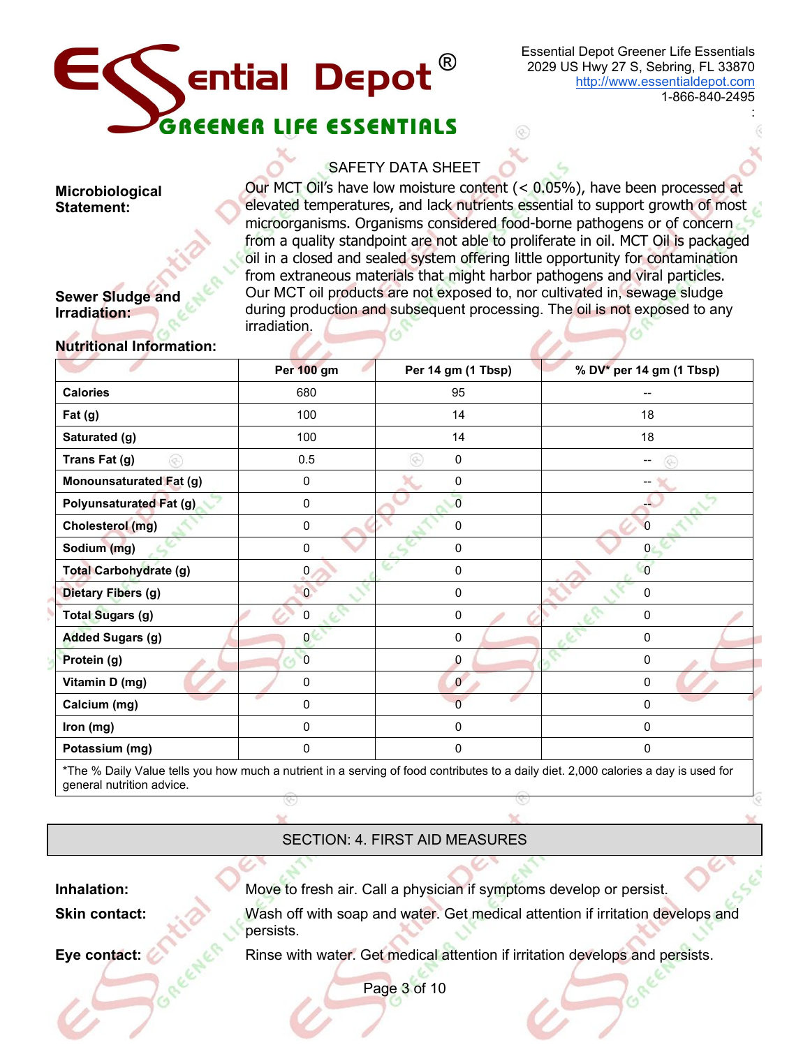SAFETY DATA SHEET

**Microbiological Statement:** Our MCT Oil's have low moisture content (< 0.05%), have been processed at elevated temperatures, and lack nutrients essential to support growth of most microorganisms. Organisms considered food-borne pathogens or of concern from a quality standpoint are not able to proliferate in oil. MCT Oil is packaged oil in a closed and sealed system offering little opportunity for contamination from extraneous materials that might harbor pathogens and viral particles.

**Sewer Sludge and Irradiation:** Our MCT oil products are not exposed to, nor cultivated in, sewage sludge during production and subsequent processing. The oil is not exposed to any irradiation.

**Nutritional Information:**

| | Per 100 gm | Per 14 gm (1 Tbsp) | % DV* per 14 gm (1 Tbsp) |
|---|---|---|---|
| **Calories** | 680 | 95 | -- |
| **Fat (g)** | 100 | 14 | 18 |
| **Saturated (g)** | 100 | 14 | 18 |
| **Trans Fat (g)** | 0.5 | 0 | -- |
| **Monounsaturated Fat (g)** | 0 | 0 | -- |
| **Polyunsaturated Fat (g)** | 0 | 0 | -- |
| **Cholesterol (mg)** | 0 | 0 | 0 |
| **Sodium (mg)** | 0 | 0 | 0 |
| **Total Carbohydrate (g)** | 0 | 0 | 0 |
| **Dietary Fibers (g)** | 0 | 0 | 0 |
| **Total Sugars (g)** | 0 | 0 | 0 |
| **Added Sugars (g)** | 0 | 0 | 0 |
| **Protein (g)** | 0 | 0 | 0 |
| **Vitamin D (mg)** | 0 | 0 | 0 |
| **Calcium (mg)** | 0 | 0 | 0 |
| **Iron (mg)** | 0 | 0 | 0 |
| **Potassium (mg)** | 0 | 0 | 0 |

*The % Daily Value tells you how much a nutrient in a serving of food contributes to a daily diet. 2,000 calories a day is used for general nutrition advice.

## SECTION: 4. FIRST AID MEASURES

**Inhalation:** Move to fresh air. Call a physician if symptoms develop or persist.

**Skin contact:** Wash off with soap and water. Get medical attention if irritation develops and persists.

**Eye contact:** Rinse with water. Get medical attention if irritation develops and persists.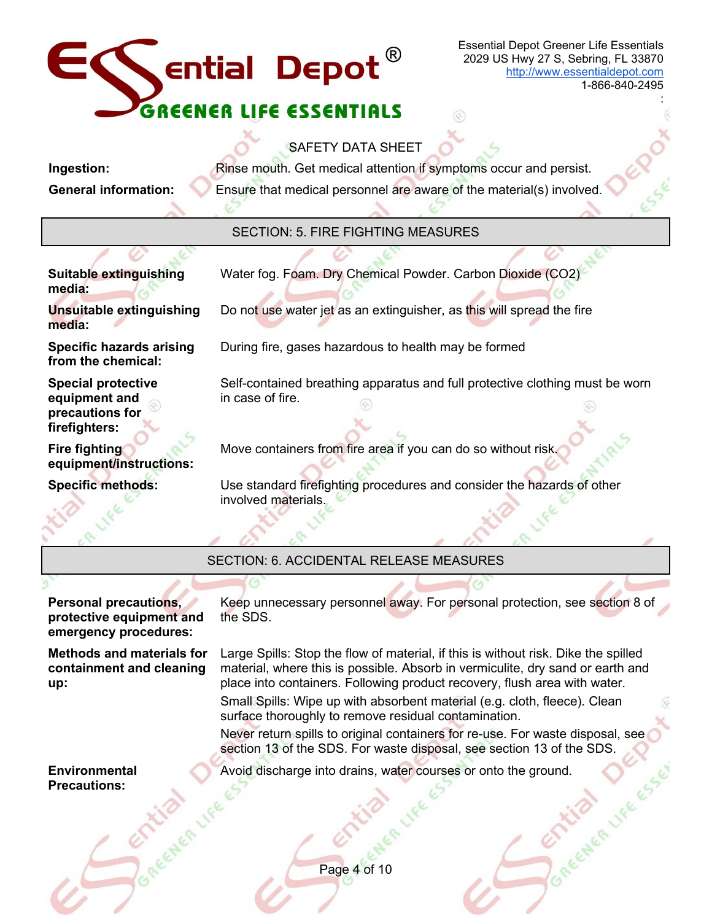SAFETY DATA SHEET

| | |
|---|---|
| **Ingestion:** | Rinse mouth. Get medical attention if symptoms occur and persist. |
| **General information:** | Ensure that medical personnel are aware of the material(s) involved. |

## SECTION: 5. FIRE FIGHTING MEASURES

| | |
|---|---|
| **Suitable extinguishing media:** | Water fog. Foam. Dry Chemical Powder. Carbon Dioxide ($CO_2$) |
| **Unsuitable extinguishing media:** | Do not use water jet as an extinguisher, as this will spread the fire |
| **Specific hazards arising from the chemical:** | During fire, gases hazardous to health may be formed |
| **Special protective equipment and precautions for firefighters:** | Self-contained breathing apparatus and full protective clothing must be worn in case of fire. |
| **Fire fighting equipment/instructions:** | Move containers from fire area if you can do so without risk. |
| **Specific methods:** | Use standard firefighting procedures and consider the hazards of other involved materials. |

## SECTION: 6. ACCIDENTAL RELEASE MEASURES

| | |
|---|---|
| **Personal precautions, protective equipment and emergency procedures:** | Keep unnecessary personnel away. For personal protection, see section 8 of the SDS. |
| **Methods and materials for containment and cleaning up:** | Large Spills: Stop the flow of material, if this is without risk. Dike the spilled material, where this is possible. Absorb in vermiculite, dry sand or earth and place into containers. Following product recovery, flush area with water.<br>Small Spills: Wipe up with absorbent material (e.g. cloth, fleece). Clean surface thoroughly to remove residual contamination.<br>Never return spills to original containers for re-use. For waste disposal, see section 13 of the SDS. For waste disposal, see section 13 of the SDS. |
| **Environmental Precautions:** | Avoid discharge into drains, water courses or onto the ground. |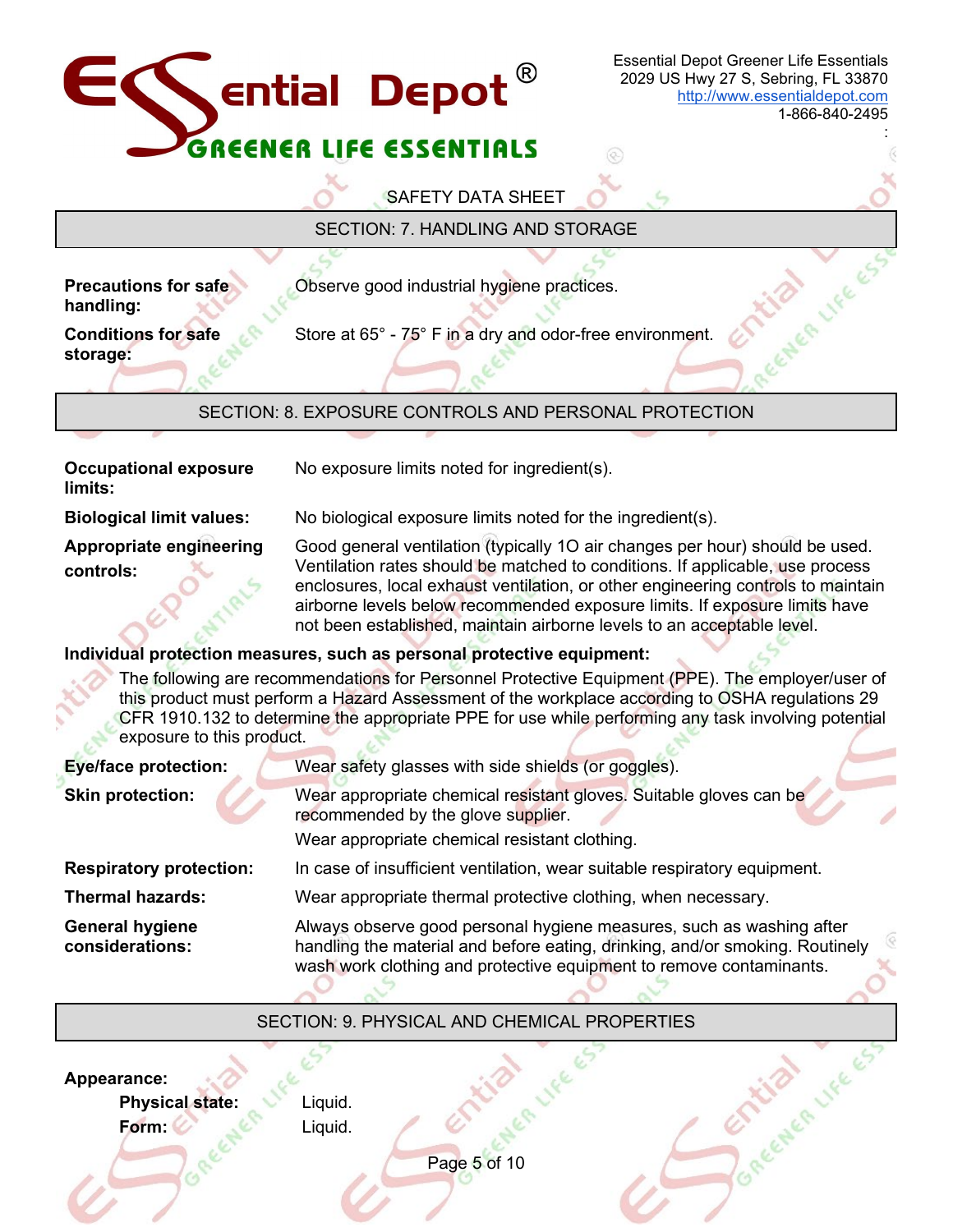SAFETY DATA SHEET

## SECTION: 7. HANDLING AND STORAGE

**Precautions for safe handling:** Observe good industrial hygiene practices.

**Conditions for safe storage:** Store at 65° - 75° F in a dry and odor-free environment.

## SECTION: 8. EXPOSURE CONTROLS AND PERSONAL PROTECTION

**Occupational exposure limits:** No exposure limits noted for ingredient(s).

**Biological limit values:** No biological exposure limits noted for the ingredient(s).

**Appropriate engineering controls:** Good general ventilation (typically 1O air changes per hour) should be used. Ventilation rates should be matched to conditions. If applicable, use process enclosures, local exhaust ventilation, or other engineering controls to maintain airborne levels below recommended exposure limits. If exposure limits have not been established, maintain airborne levels to an acceptable level.

**Individual protection measures, such as personal protective equipment:**

The following are recommendations for Personnel Protective Equipment (PPE). The employer/user of this product must perform a Hazard Assessment of the workplace according to OSHA regulations 29 CFR 1910.132 to determine the appropriate PPE for use while performing any task involving potential exposure to this product.

**Eye/face protection:** Wear safety glasses with side shields (or goggles).

**Skin protection:** Wear appropriate chemical resistant gloves. Suitable gloves can be recommended by the glove supplier.

Wear appropriate chemical resistant clothing.

**Respiratory protection:** In case of insufficient ventilation, wear suitable respiratory equipment.

**Thermal hazards:** Wear appropriate thermal protective clothing, when necessary.

**General hygiene considerations:** Always observe good personal hygiene measures, such as washing after handling the material and before eating, drinking, and/or smoking. Routinely wash work clothing and protective equipment to remove contaminants.

## SECTION: 9. PHYSICAL AND CHEMICAL PROPERTIES

**Appearance:**

- **Physical state:** Liquid.
- **Form:** Liquid.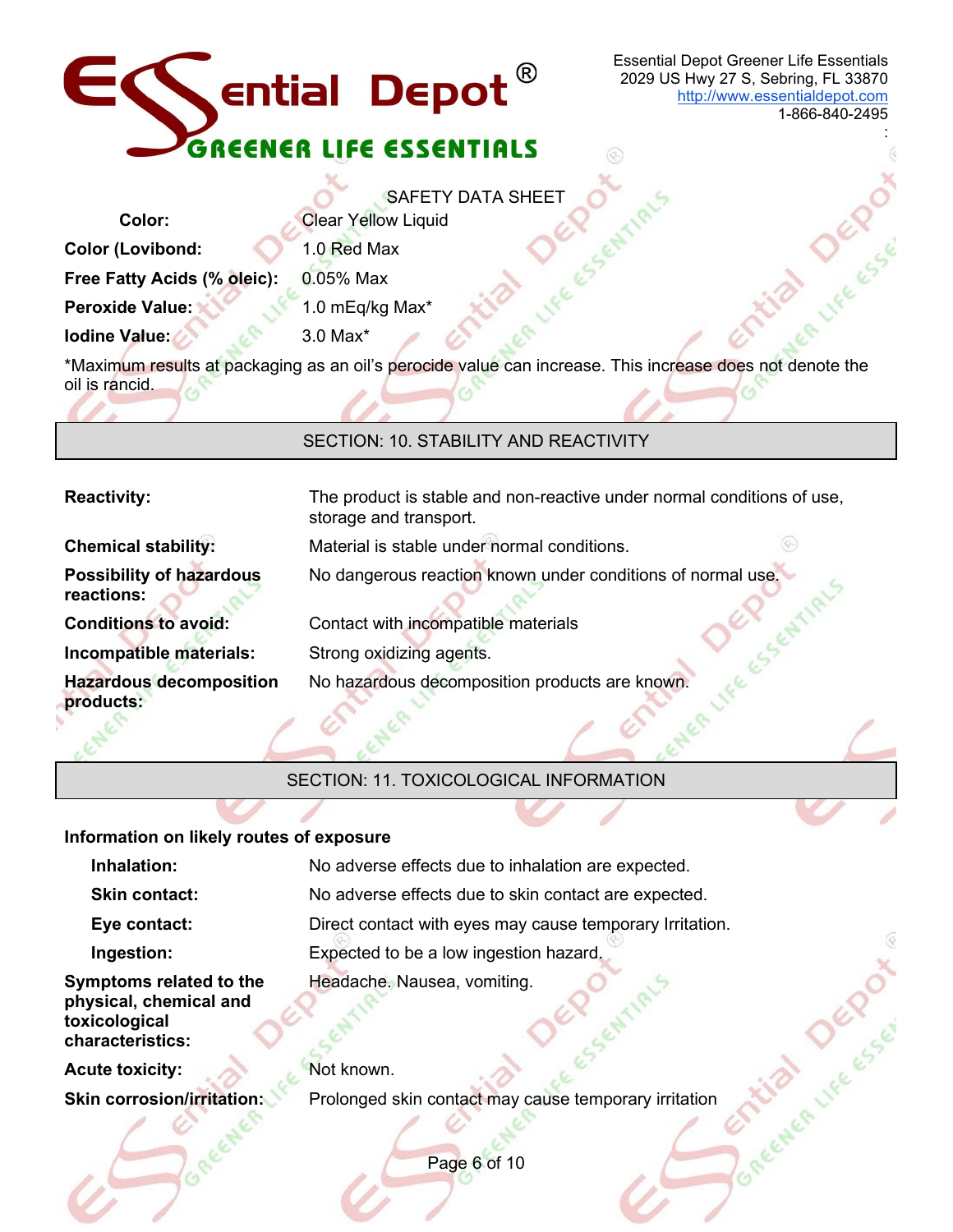SAFETY DATA SHEET

| | |
|---|---|
| **Color:** | Clear Yellow Liquid |
| **Color (Lovibond:** | 1.0 Red Max |
| **Free Fatty Acids (% oleic):** | 0.05% Max |
| **Peroxide Value:** | 1.0 mEq/kg Max* |
| **Iodine Value:** | 3.0 Max* |

*Maximum results at packaging as an oil's perocide value can increase. This increase does not denote the oil is rancid.

## SECTION: 10. STABILITY AND REACTIVITY

| | |
|---|---|
| **Reactivity:** | The product is stable and non-reactive under normal conditions of use, storage and transport. |
| **Chemical stability:** | Material is stable under normal conditions. |
| **Possibility of hazardous reactions:** | No dangerous reaction known under conditions of normal use. |
| **Conditions to avoid:** | Contact with incompatible materials |
| **Incompatible materials:** | Strong oxidizing agents. |
| **Hazardous decomposition products:** | No hazardous decomposition products are known. |

## SECTION: 11. TOXICOLOGICAL INFORMATION

**Information on likely routes of exposure**

| | |
|---|---|
| **Inhalation:** | No adverse effects due to inhalation are expected. |
| **Skin contact:** | No adverse effects due to skin contact are expected. |
| **Eye contact:** | Direct contact with eyes may cause temporary Irritation. |
| **Ingestion:** | Expected to be a low ingestion hazard. |
| **Symptoms related to the physical, chemical and toxicological characteristics:** | Headache. Nausea, vomiting. |
| **Acute toxicity:** | Not known. |
| **Skin corrosion/irritation:** | Prolonged skin contact may cause temporary irritation |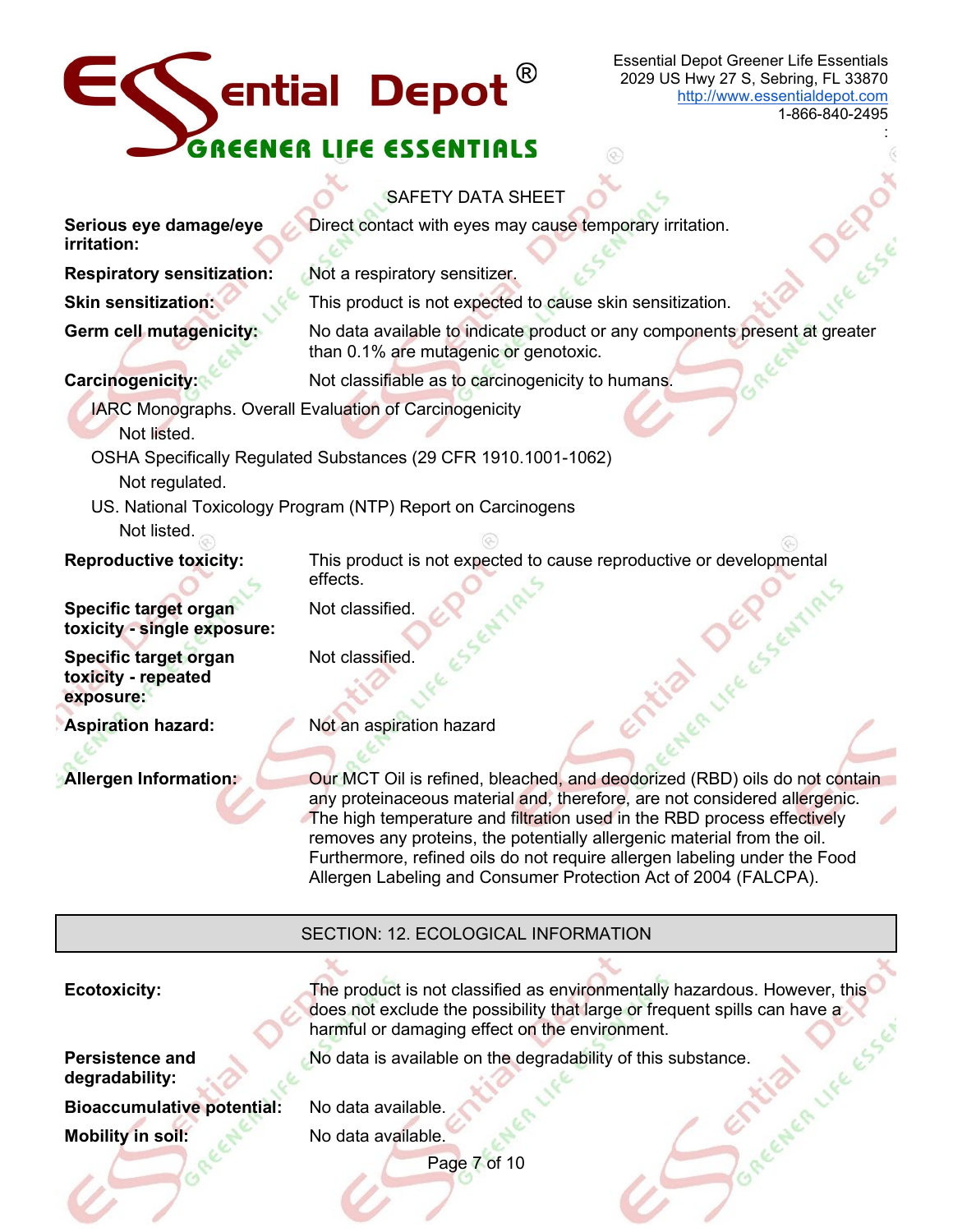SAFETY DATA SHEET

| | |
|---|---|
| **Serious eye damage/eye irritation:** | Direct contact with eyes may cause temporary irritation. |
| **Respiratory sensitization:** | Not a respiratory sensitizer. |
| **Skin sensitization:** | This product is not expected to cause skin sensitization. |
| **Germ cell mutagenicity:** | No data available to indicate product or any components present at greater than 0.1% are mutagenic or genotoxic. |
| **Carcinogenicity:** | Not classifiable as to carcinogenicity to humans. |

IARC Monographs. Overall Evaluation of Carcinogenicity
  Not listed.

OSHA Specifically Regulated Substances (29 CFR 1910.1001-1062)
  Not regulated.

US. National Toxicology Program (NTP) Report on Carcinogens
  Not listed.

| | |
|---|---|
| **Reproductive toxicity:** | This product is not expected to cause reproductive or developmental effects. |
| **Specific target organ toxicity - single exposure:** | Not classified. |
| **Specific target organ toxicity - repeated exposure:** | Not classified. |
| **Aspiration hazard:** | Not an aspiration hazard |
| **Allergen Information:** | Our MCT Oil is refined, bleached, and deodorized (RBD) oils do not contain any proteinaceous material and, therefore, are not considered allergenic. The high temperature and filtration used in the RBD process effectively removes any proteins, the potentially allergenic material from the oil. Furthermore, refined oils do not require allergen labeling under the Food Allergen Labeling and Consumer Protection Act of 2004 (FALCPA). |

## SECTION: 12. ECOLOGICAL INFORMATION

| | |
|---|---|
| **Ecotoxicity:** | The product is not classified as environmentally hazardous. However, this does not exclude the possibility that large or frequent spills can have a harmful or damaging effect on the environment. |
| **Persistence and degradability:** | No data is available on the degradability of this substance. |
| **Bioaccumulative potential:** | No data available. |
| **Mobility in soil:** | No data available. |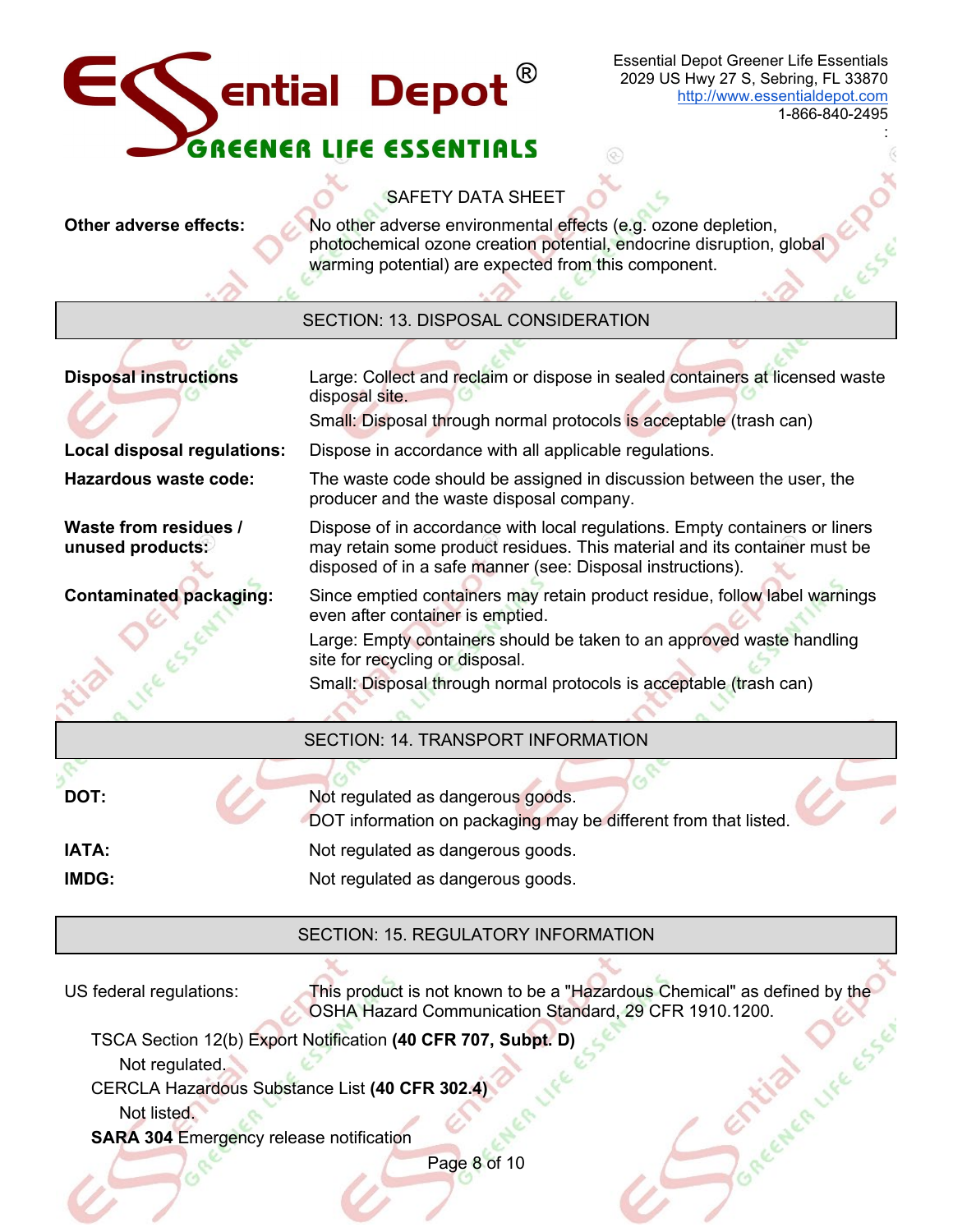SAFETY DATA SHEET

**Other adverse effects:** No other adverse environmental effects (e.g. ozone depletion, photochemical ozone creation potential, endocrine disruption, global warming potential) are expected from this component.

## SECTION: 13. DISPOSAL CONSIDERATION

**Disposal instructions**

Large: Collect and reclaim or dispose in sealed containers at licensed waste disposal site.

Small: Disposal through normal protocols is acceptable (trash can)

**Local disposal regulations:** Dispose in accordance with all applicable regulations.

**Hazardous waste code:** The waste code should be assigned in discussion between the user, the producer and the waste disposal company.

**Waste from residues / unused products:** Dispose of in accordance with local regulations. Empty containers or liners may retain some product residues. This material and its container must be disposed of in a safe manner (see: Disposal instructions).

**Contaminated packaging:** Since emptied containers may retain product residue, follow label warnings even after container is emptied.

Large: Empty containers should be taken to an approved waste handling site for recycling or disposal.

Small: Disposal through normal protocols is acceptable (trash can)

## SECTION: 14. TRANSPORT INFORMATION

**DOT:** Not regulated as dangerous goods.
DOT information on packaging may be different from that listed.

**IATA:** Not regulated as dangerous goods.

**IMDG:** Not regulated as dangerous goods.

## SECTION: 15. REGULATORY INFORMATION

US federal regulations: This product is not known to be a "Hazardous Chemical" as defined by the OSHA Hazard Communication Standard, 29 CFR 1910.1200.

TSCA Section 12(b) Export Notification **(40 CFR 707, Subpt. D)**

Not regulated.

CERCLA Hazardous Substance List **(40 CFR 302.4)**

Not listed.

**SARA 304** Emergency release notification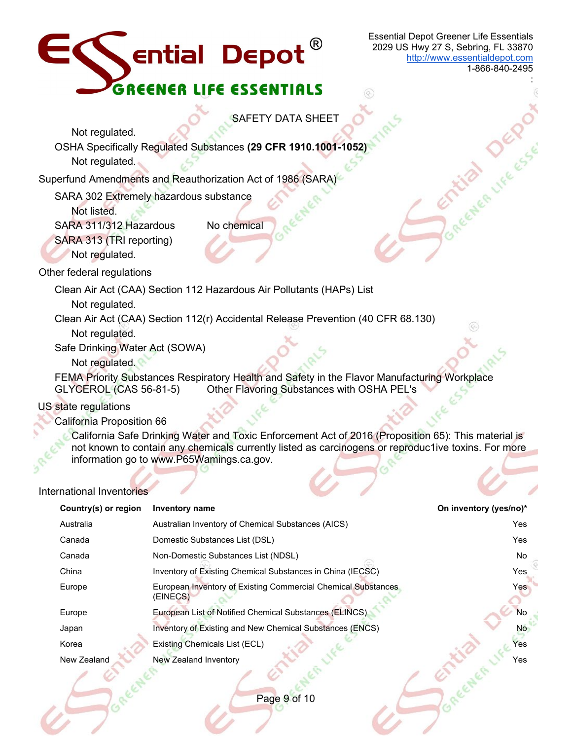Not regulated.

OSHA Specifically Regulated Substances **(29 CFR 1910.1001-1052)**

Not regulated.

Superfund Amendments and Reauthorization Act of 1986 (SARA)

SARA 302 Extremely hazardous substance

Not listed.

SARA 311/312 Hazardous No chemical

SARA 313 (TRI reporting)

Not regulated.

Other federal regulations

Clean Air Act (CAA) Section 112 Hazardous Air Pollutants (HAPs) List

Not regulated.

Clean Air Act (CAA) Section 112(r) Accidental Release Prevention (40 CFR 68.130)

Not regulated.

Safe Drinking Water Act (SOWA)

Not regulated.

FEMA Priority Substances Respiratory Health and Safety in the Flavor Manufacturing Workplace

GLYCEROL (CAS 56-81-5) Other Flavoring Substances with OSHA PEL's

US state regulations

California Proposition 66

California Safe Drinking Water and Toxic Enforcement Act of 2016 (Proposition 65): This material is not known to contain any chemicals currently listed as carcinogens or reproduc1ive toxins. For more information go to www.P65Wamings.ca.gov.

International Inventories

| Country(s) or region | Inventory name | On inventory (yes/no)* |
|---|---|---|
| Australia | Australian Inventory of Chemical Substances (AICS) | Yes |
| Canada | Domestic Substances List (DSL) | Yes |
| Canada | Non-Domestic Substances List (NDSL) | No |
| China | Inventory of Existing Chemical Substances in China (IECSC) | Yes |
| Europe | European Inventory of Existing Commercial Chemical Substances (EINECS) | Yes |
| Europe | European List of Notified Chemical Substances (ELINCS) | No |
| Japan | Inventory of Existing and New Chemical Substances (ENCS) | No |
| Korea | Existing Chemicals List (ECL) | Yes |
| New Zealand | New Zealand Inventory | Yes |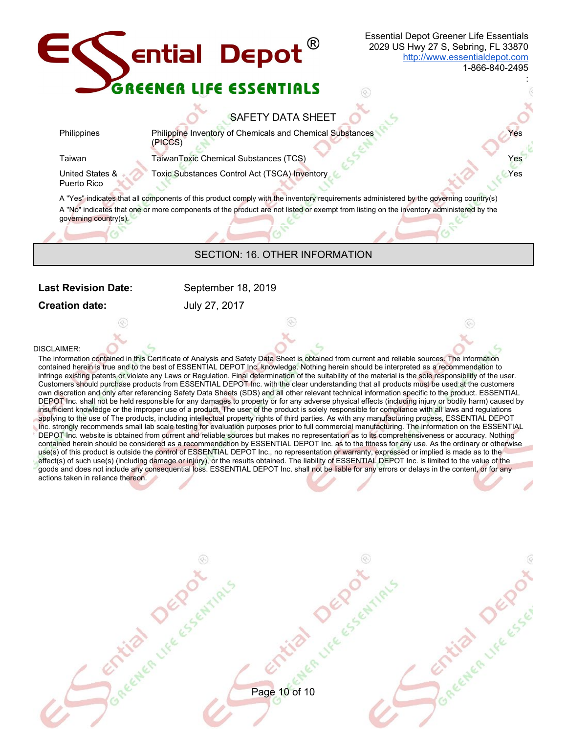| | | |
|---|---|---|
| Philippines | Philippine Inventory of Chemicals and Chemical Substances (PICCS) | Yes |
| Taiwan | TaiwanToxic Chemical Substances (TCS) | Yes |
| United States & Puerto Rico | Toxic Substances Control Act (TSCA) Inventory | Yes |

A "Yes" indicates that all components of this product comply with the inventory requirements administered by the governing country(s)

A "No" indicates that one or more components of the product are not listed or exempt from listing on the inventory administered by the governing country(s).

## SECTION: 16. OTHER INFORMATION

**Last Revision Date:** September 18, 2019

**Creation date:** July 27, 2017

DISCLAIMER:

The information contained in this Certificate of Analysis and Safety Data Sheet is obtained from current and reliable sources. The information contained herein is true and to the best of ESSENTIAL DEPOT Inc. knowledge. Nothing herein should be interpreted as a recommendation to infringe existing patents or violate any Laws or Regulation. Final determination of the suitability of the material is the sole responsibility of the user. Customers should purchase products from ESSENTIAL DEPOT Inc. with the clear understanding that all products must be used at the customers own discretion and only after referencing Safety Data Sheets (SDS) and all other relevant technical information specific to the product. ESSENTIAL DEPOT Inc. shall not be held responsible for any damages to property or for any adverse physical effects (including injury or bodily harm) caused by insufficient knowledge or the improper use of a product. The user of the product is solely responsible for compliance with all laws and regulations applying to the use of The products, including intellectual property rights of third parties. As with any manufacturing process, ESSENTIAL DEPOT Inc. strongly recommends small lab scale testing for evaluation purposes prior to full commercial manufacturing. The information on the ESSENTIAL DEPOT Inc. website is obtained from current and reliable sources but makes no representation as to its comprehensiveness or accuracy. Nothing contained herein should be considered as a recommendation by ESSENTIAL DEPOT Inc. as to the fitness for any use. As the ordinary or otherwise use(s) of this product is outside the control of ESSENTIAL DEPOT Inc., no representation or warranty, expressed or implied is made as to the effect(s) of such use(s) (including damage or injury), or the results obtained. The liability of ESSENTIAL DEPOT Inc. is limited to the value of the goods and does not include any consequential loss. ESSENTIAL DEPOT Inc. shall not be liable for any errors or delays in the content, or for any actions taken in reliance thereon.